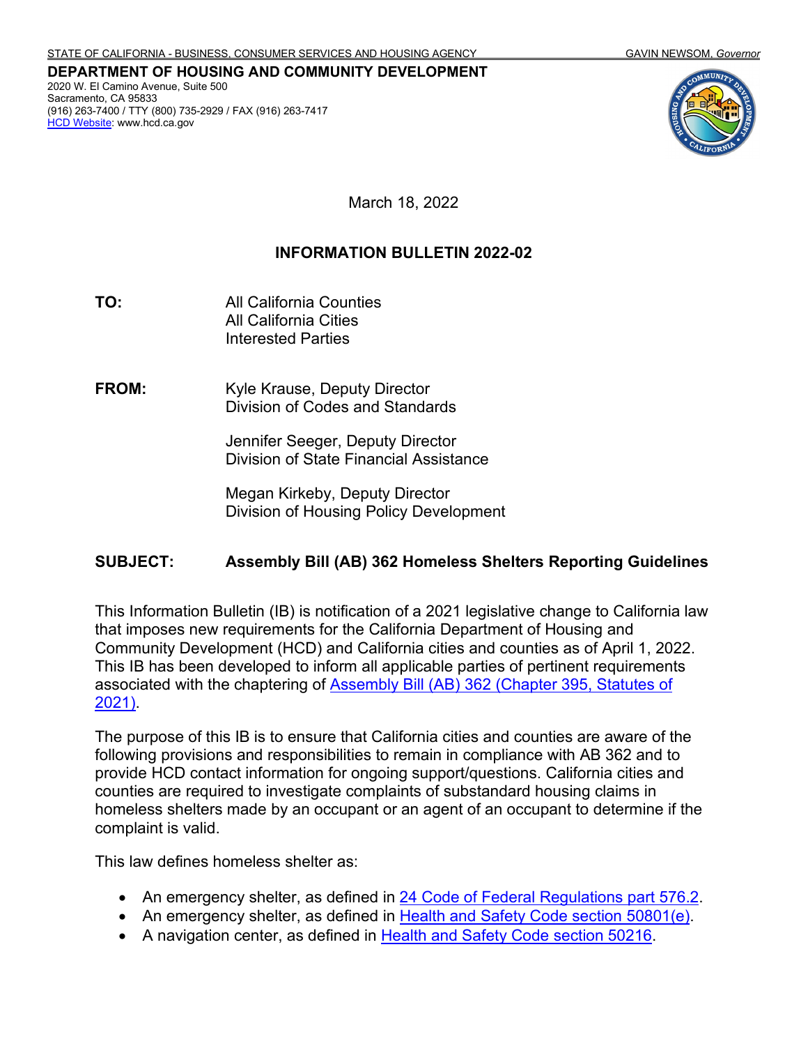STATE OF CALIFORNIA - BUSINESS, CONSUMER SERVICES AND HOUSING AGENCY GAVIN NEWSOM, *Governor*

**DEPARTMENT OF HOUSING AND COMMUNITY DEVELOPMENT**
2020 W. El Camino Avenue, Suite 500
Sacramento, CA 95833
(916) 263-7400 / TTY (800) 735-2929 / FAX (916) 263-7417
HCD Website: www.hcd.ca.gov

March 18, 2022

## INFORMATION BULLETIN 2022-02

**TO:** All California Counties
All California Cities
Interested Parties

**FROM:** Kyle Krause, Deputy Director
Division of Codes and Standards

Jennifer Seeger, Deputy Director
Division of State Financial Assistance

Megan Kirkeby, Deputy Director
Division of Housing Policy Development

**SUBJECT: Assembly Bill (AB) 362 Homeless Shelters Reporting Guidelines**

This Information Bulletin (IB) is notification of a 2021 legislative change to California law that imposes new requirements for the California Department of Housing and Community Development (HCD) and California cities and counties as of April 1, 2022. This IB has been developed to inform all applicable parties of pertinent requirements associated with the chaptering of Assembly Bill (AB) 362 (Chapter 395, Statutes of 2021).

The purpose of this IB is to ensure that California cities and counties are aware of the following provisions and responsibilities to remain in compliance with AB 362 and to provide HCD contact information for ongoing support/questions. California cities and counties are required to investigate complaints of substandard housing claims in homeless shelters made by an occupant or an agent of an occupant to determine if the complaint is valid.

This law defines homeless shelter as:

- An emergency shelter, as defined in 24 Code of Federal Regulations part 576.2.
- An emergency shelter, as defined in Health and Safety Code section 50801(e).
- A navigation center, as defined in Health and Safety Code section 50216.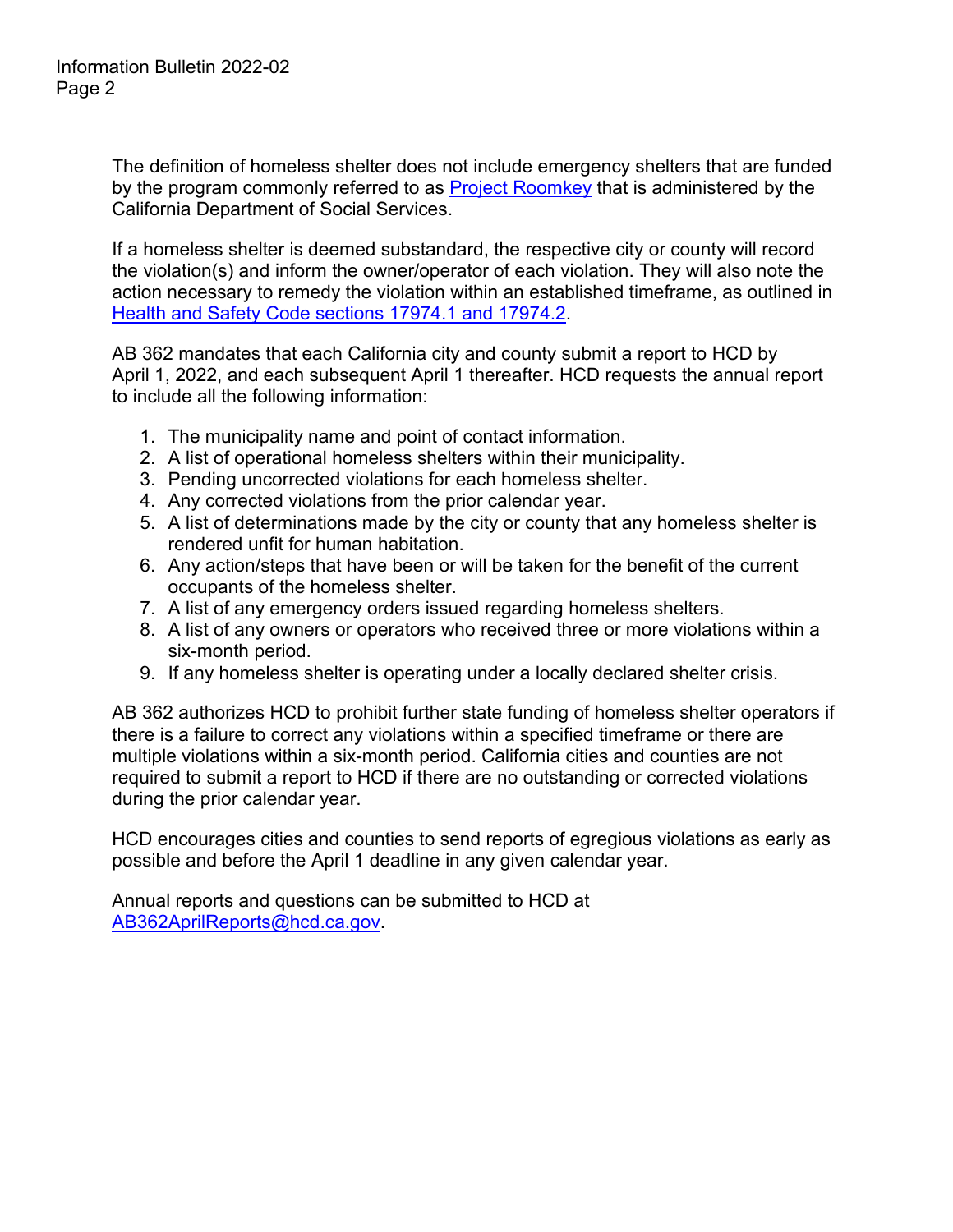The definition of homeless shelter does not include emergency shelters that are funded by the program commonly referred to as [Project Roomkey](#) that is administered by the California Department of Social Services.

If a homeless shelter is deemed substandard, the respective city or county will record the violation(s) and inform the owner/operator of each violation. They will also note the action necessary to remedy the violation within an established timeframe, as outlined in [Health and Safety Code sections 17974.1 and 17974.2](#).

AB 362 mandates that each California city and county submit a report to HCD by April 1, 2022, and each subsequent April 1 thereafter. HCD requests the annual report to include all the following information:

1. The municipality name and point of contact information.
2. A list of operational homeless shelters within their municipality.
3. Pending uncorrected violations for each homeless shelter.
4. Any corrected violations from the prior calendar year.
5. A list of determinations made by the city or county that any homeless shelter is rendered unfit for human habitation.
6. Any action/steps that have been or will be taken for the benefit of the current occupants of the homeless shelter.
7. A list of any emergency orders issued regarding homeless shelters.
8. A list of any owners or operators who received three or more violations within a six-month period.
9. If any homeless shelter is operating under a locally declared shelter crisis.

AB 362 authorizes HCD to prohibit further state funding of homeless shelter operators if there is a failure to correct any violations within a specified timeframe or there are multiple violations within a six-month period. California cities and counties are not required to submit a report to HCD if there are no outstanding or corrected violations during the prior calendar year.

HCD encourages cities and counties to send reports of egregious violations as early as possible and before the April 1 deadline in any given calendar year.

Annual reports and questions can be submitted to HCD at [AB362AprilReports@hcd.ca.gov](mailto:AB362AprilReports@hcd.ca.gov).